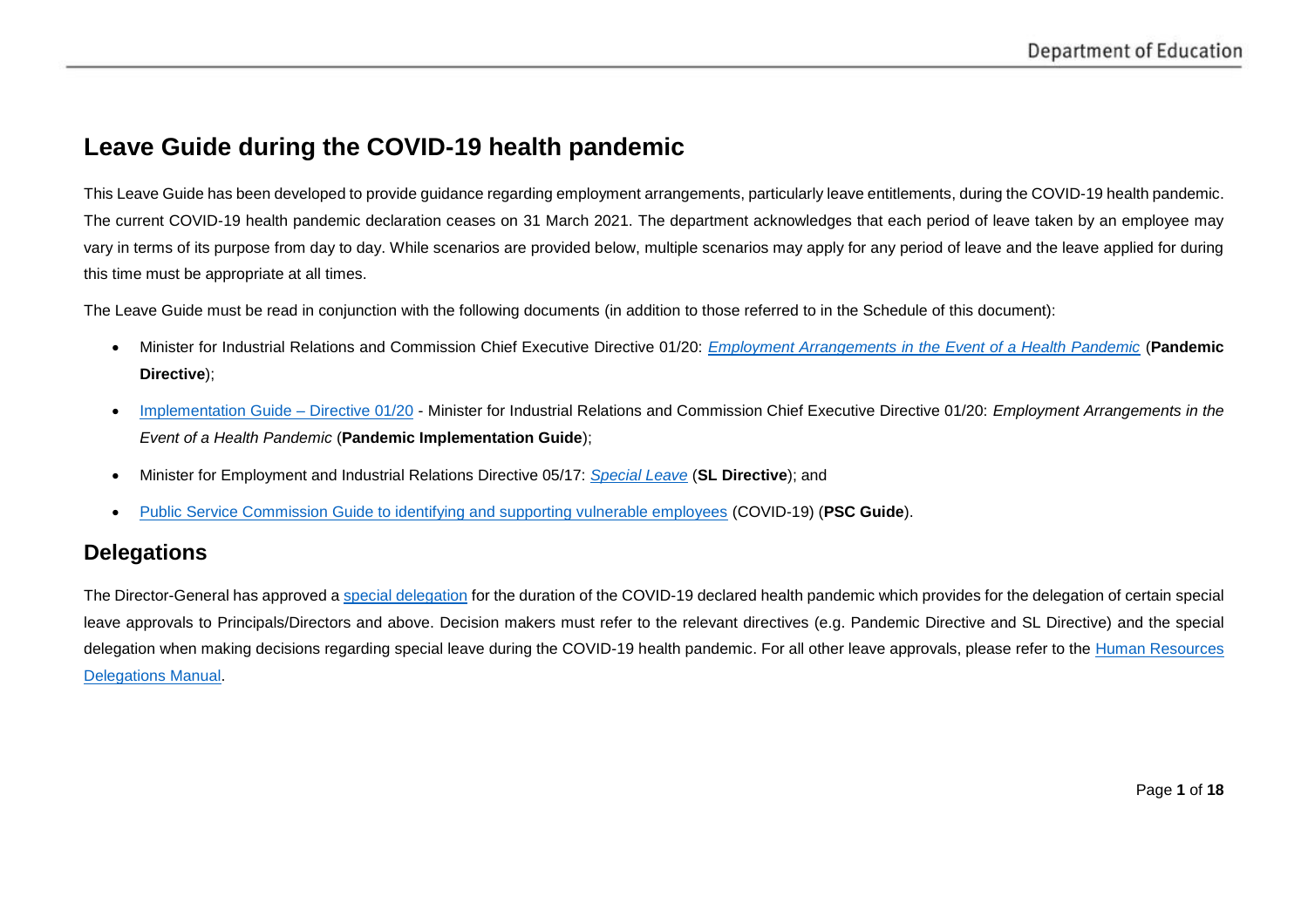# Leave Guide during the COVID-19 health pandemic

This Leave Guide has been developed to provide guidance regarding employment arrangements, particularly leave entitlements, during the COVID-19 health pandemic. The current COVID-19 health pandemic declaration ceases on 31 March 2021. The department acknowledges that each period of leave taken by an employee may vary in terms of its purpose from day to day. While scenarios are provided below, multiple scenarios may apply for any period of leave and the leave applied for during this time must be appropriate at all times.

The Leave Guide must be read in conjunction with the following documents (in addition to those referred to in the Schedule of this document):

- Minister for Industrial Relations and Commission Chief Executive Directive 01/20: *Employment Arrangements in the Event of a Health Pandemic* (**Pandemic Directive**);
- Implementation Guide – Directive 01/20 - Minister for Industrial Relations and Commission Chief Executive Directive 01/20: *Employment Arrangements in the Event of a Health Pandemic* (**Pandemic Implementation Guide**);
- Minister for Employment and Industrial Relations Directive 05/17: *Special Leave* (**SL Directive**); and
- Public Service Commission Guide to identifying and supporting vulnerable employees (COVID-19) (**PSC Guide**).

## Delegations

The Director-General has approved a special delegation for the duration of the COVID-19 declared health pandemic which provides for the delegation of certain special leave approvals to Principals/Directors and above. Decision makers must refer to the relevant directives (e.g. Pandemic Directive and SL Directive) and the special delegation when making decisions regarding special leave during the COVID-19 health pandemic. For all other leave approvals, please refer to the Human Resources Delegations Manual.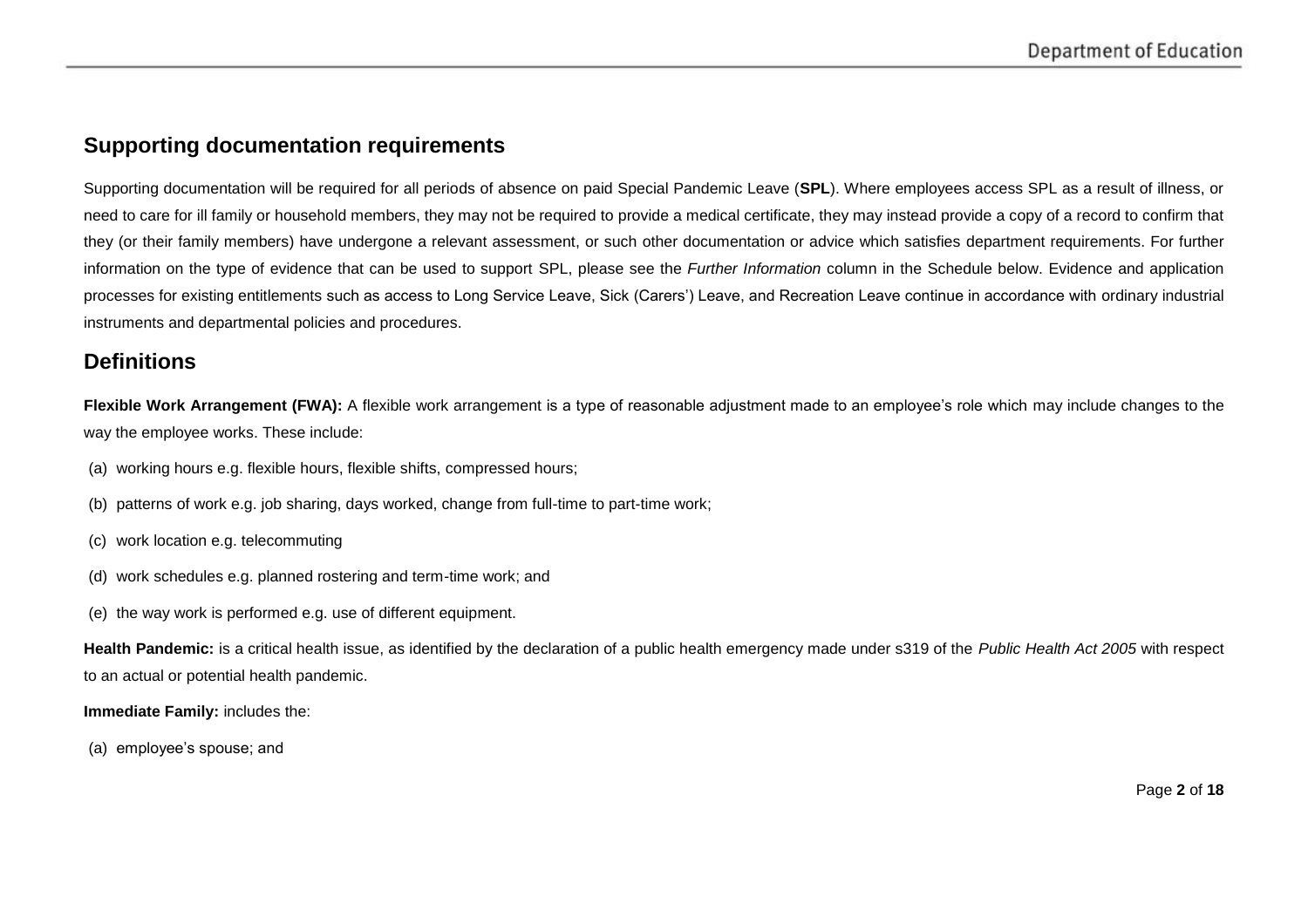## Supporting documentation requirements

Supporting documentation will be required for all periods of absence on paid Special Pandemic Leave (**SPL**). Where employees access SPL as a result of illness, or need to care for ill family or household members, they may not be required to provide a medical certificate, they may instead provide a copy of a record to confirm that they (or their family members) have undergone a relevant assessment, or such other documentation or advice which satisfies department requirements. For further information on the type of evidence that can be used to support SPL, please see the *Further Information* column in the Schedule below. Evidence and application processes for existing entitlements such as access to Long Service Leave, Sick (Carers') Leave, and Recreation Leave continue in accordance with ordinary industrial instruments and departmental policies and procedures.

## Definitions

**Flexible Work Arrangement (FWA):** A flexible work arrangement is a type of reasonable adjustment made to an employee's role which may include changes to the way the employee works. These include:

(a) working hours e.g. flexible hours, flexible shifts, compressed hours;

(b) patterns of work e.g. job sharing, days worked, change from full-time to part-time work;

(c) work location e.g. telecommuting

(d) work schedules e.g. planned rostering and term-time work; and

(e) the way work is performed e.g. use of different equipment.

**Health Pandemic:** is a critical health issue, as identified by the declaration of a public health emergency made under s319 of the *Public Health Act 2005* with respect to an actual or potential health pandemic.

**Immediate Family:** includes the:

(a) employee's spouse; and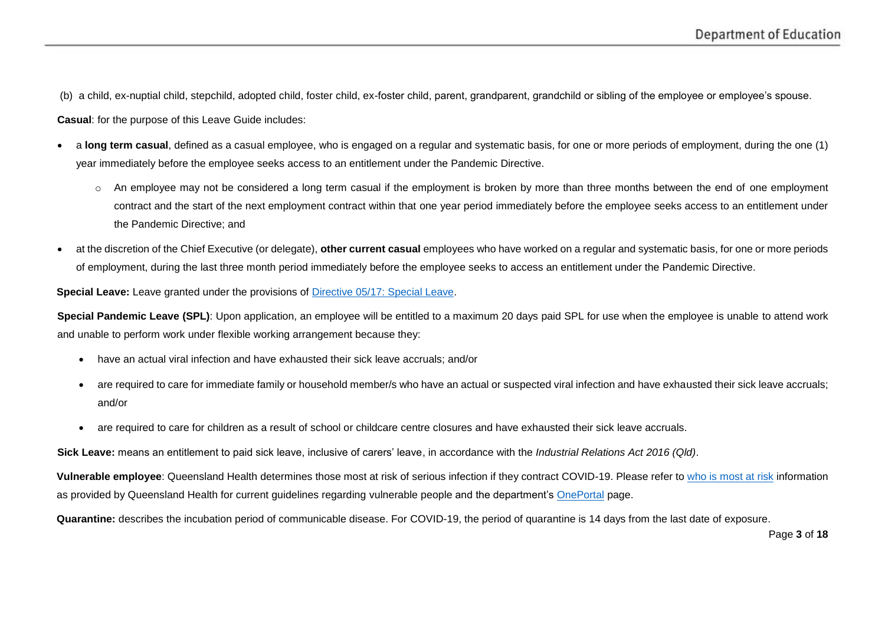(b) a child, ex-nuptial child, stepchild, adopted child, foster child, ex-foster child, parent, grandparent, grandchild or sibling of the employee or employee's spouse.

**Casual**: for the purpose of this Leave Guide includes:

- a **long term casual**, defined as a casual employee, who is engaged on a regular and systematic basis, for one or more periods of employment, during the one (1) year immediately before the employee seeks access to an entitlement under the Pandemic Directive.
  - An employee may not be considered a long term casual if the employment is broken by more than three months between the end of one employment contract and the start of the next employment contract within that one year period immediately before the employee seeks access to an entitlement under the Pandemic Directive; and
- at the discretion of the Chief Executive (or delegate), **other current casual** employees who have worked on a regular and systematic basis, for one or more periods of employment, during the last three month period immediately before the employee seeks to access an entitlement under the Pandemic Directive.

**Special Leave:** Leave granted under the provisions of [Directive 05/17: Special Leave](Directive 05/17: Special Leave).

**Special Pandemic Leave (SPL)**: Upon application, an employee will be entitled to a maximum 20 days paid SPL for use when the employee is unable to attend work and unable to perform work under flexible working arrangement because they:

- have an actual viral infection and have exhausted their sick leave accruals; and/or
- are required to care for immediate family or household member/s who have an actual or suspected viral infection and have exhausted their sick leave accruals; and/or
- are required to care for children as a result of school or childcare centre closures and have exhausted their sick leave accruals.

**Sick Leave:** means an entitlement to paid sick leave, inclusive of carers' leave, in accordance with the *Industrial Relations Act 2016 (Qld)*.

**Vulnerable employee**: Queensland Health determines those most at risk of serious infection if they contract COVID-19. Please refer to who is most at risk information as provided by Queensland Health for current guidelines regarding vulnerable people and the department's OnePortal page.

**Quarantine:** describes the incubation period of communicable disease. For COVID-19, the period of quarantine is 14 days from the last date of exposure.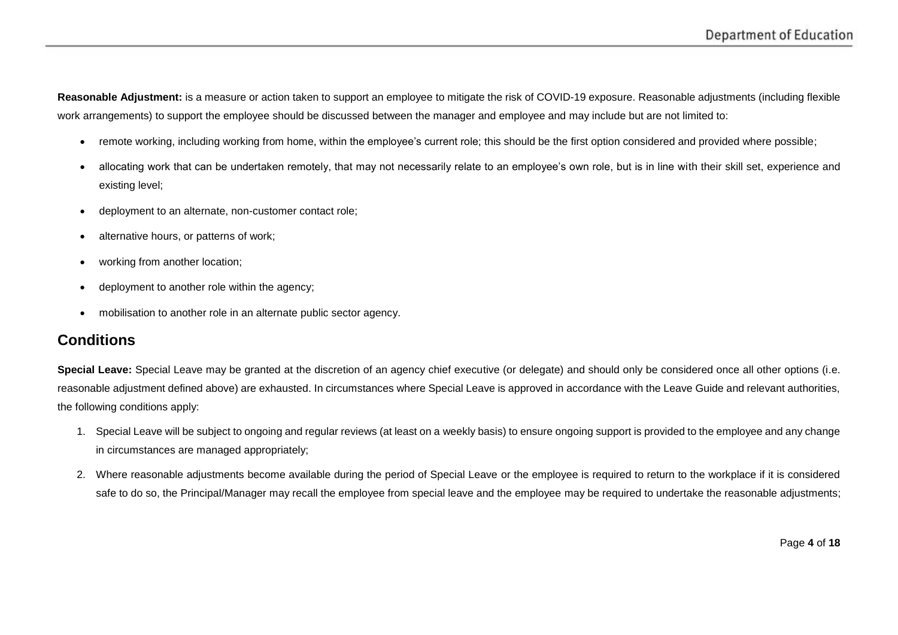**Reasonable Adjustment:** is a measure or action taken to support an employee to mitigate the risk of COVID-19 exposure. Reasonable adjustments (including flexible work arrangements) to support the employee should be discussed between the manager and employee and may include but are not limited to:

- remote working, including working from home, within the employee's current role; this should be the first option considered and provided where possible;
- allocating work that can be undertaken remotely, that may not necessarily relate to an employee's own role, but is in line with their skill set, experience and existing level;
- deployment to an alternate, non-customer contact role;
- alternative hours, or patterns of work;
- working from another location;
- deployment to another role within the agency;
- mobilisation to another role in an alternate public sector agency.

## Conditions

**Special Leave:** Special Leave may be granted at the discretion of an agency chief executive (or delegate) and should only be considered once all other options (i.e. reasonable adjustment defined above) are exhausted. In circumstances where Special Leave is approved in accordance with the Leave Guide and relevant authorities, the following conditions apply:

1. Special Leave will be subject to ongoing and regular reviews (at least on a weekly basis) to ensure ongoing support is provided to the employee and any change in circumstances are managed appropriately;
2. Where reasonable adjustments become available during the period of Special Leave or the employee is required to return to the workplace if it is considered safe to do so, the Principal/Manager may recall the employee from special leave and the employee may be required to undertake the reasonable adjustments;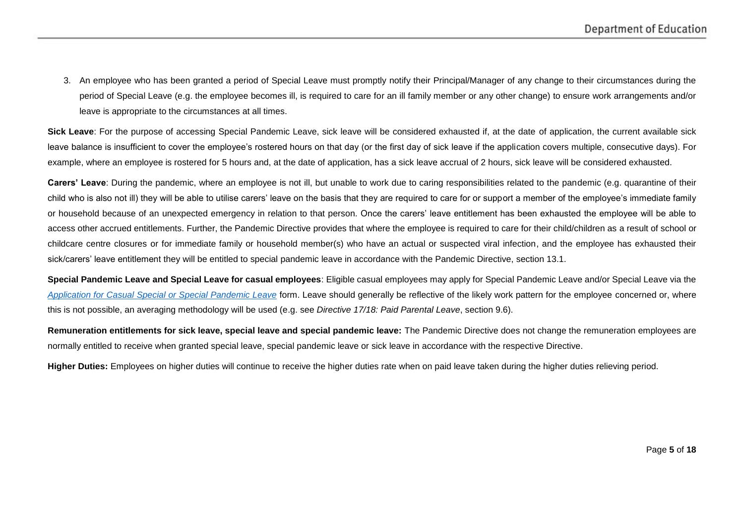3. An employee who has been granted a period of Special Leave must promptly notify their Principal/Manager of any change to their circumstances during the period of Special Leave (e.g. the employee becomes ill, is required to care for an ill family member or any other change) to ensure work arrangements and/or leave is appropriate to the circumstances at all times.

**Sick Leave**: For the purpose of accessing Special Pandemic Leave, sick leave will be considered exhausted if, at the date of application, the current available sick leave balance is insufficient to cover the employee's rostered hours on that day (or the first day of sick leave if the application covers multiple, consecutive days). For example, where an employee is rostered for 5 hours and, at the date of application, has a sick leave accrual of 2 hours, sick leave will be considered exhausted.

**Carers' Leave**: During the pandemic, where an employee is not ill, but unable to work due to caring responsibilities related to the pandemic (e.g. quarantine of their child who is also not ill) they will be able to utilise carers' leave on the basis that they are required to care for or support a member of the employee's immediate family or household because of an unexpected emergency in relation to that person. Once the carers' leave entitlement has been exhausted the employee will be able to access other accrued entitlements. Further, the Pandemic Directive provides that where the employee is required to care for their child/children as a result of school or childcare centre closures or for immediate family or household member(s) who have an actual or suspected viral infection, and the employee has exhausted their sick/carers' leave entitlement they will be entitled to special pandemic leave in accordance with the Pandemic Directive, section 13.1.

**Special Pandemic Leave and Special Leave for casual employees**: Eligible casual employees may apply for Special Pandemic Leave and/or Special Leave via the *Application for Casual Special or Special Pandemic Leave* form. Leave should generally be reflective of the likely work pattern for the employee concerned or, where this is not possible, an averaging methodology will be used (e.g. see *Directive 17/18: Paid Parental Leave*, section 9.6).

**Remuneration entitlements for sick leave, special leave and special pandemic leave:** The Pandemic Directive does not change the remuneration employees are normally entitled to receive when granted special leave, special pandemic leave or sick leave in accordance with the respective Directive.

**Higher Duties:** Employees on higher duties will continue to receive the higher duties rate when on paid leave taken during the higher duties relieving period.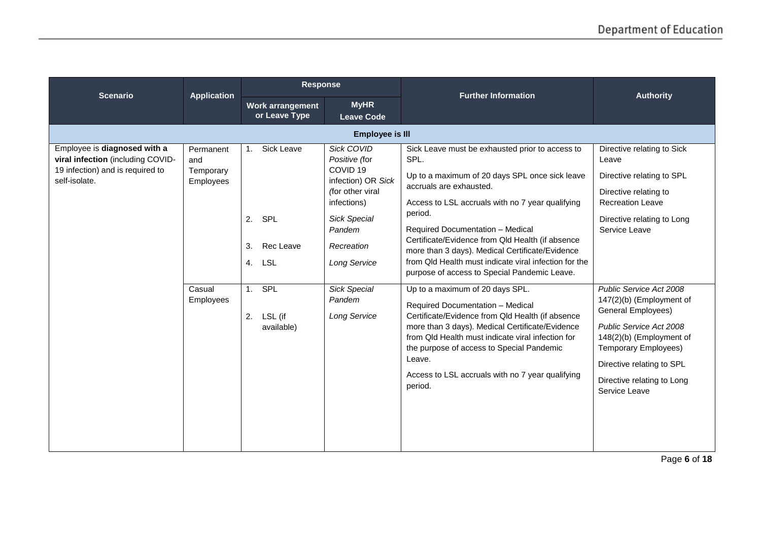| Scenario | Application | Response | | Further Information | Authority |
|---|---|---|---|---|---|
| | | Work arrangement or Leave Type | MyHR Leave Code | | |
| **Employee is Ill** | | | | | |
| Employee is **diagnosed with a viral infection** (including COVID-19 infection) and is required to self-isolate. | Permanent and Temporary Employees | 1. Sick Leave<br>2. SPL<br>3. Rec Leave<br>4. LSL | *Sick COVID Positive (*for COVID 19 infection) OR *Sick (*for other viral infections)<br>*Sick Special Pandem*<br>*Recreation*<br>*Long Service* | Sick Leave must be exhausted prior to access to SPL.<br>Up to a maximum of 20 days SPL once sick leave accruals are exhausted.<br>Access to LSL accruals with no 7 year qualifying period.<br>Required Documentation – Medical Certificate/Evidence from Qld Health (if absence more than 3 days). Medical Certificate/Evidence from Qld Health must indicate viral infection for the purpose of access to Special Pandemic Leave. | Directive relating to Sick Leave<br>Directive relating to SPL<br>Directive relating to Recreation Leave<br>Directive relating to Long Service Leave |
| | Casual Employees | 1. SPL<br>2. LSL (if available) | *Sick Special Pandem*<br>*Long Service* | Up to a maximum of 20 days SPL.<br>Required Documentation – Medical Certificate/Evidence from Qld Health (if absence more than 3 days). Medical Certificate/Evidence from Qld Health must indicate viral infection for the purpose of access to Special Pandemic Leave.<br>Access to LSL accruals with no 7 year qualifying period. | *Public Service Act 2008* 147(2)(b) (Employment of General Employees)<br>*Public Service Act 2008* 148(2)(b) (Employment of Temporary Employees)<br>Directive relating to SPL<br>Directive relating to Long Service Leave |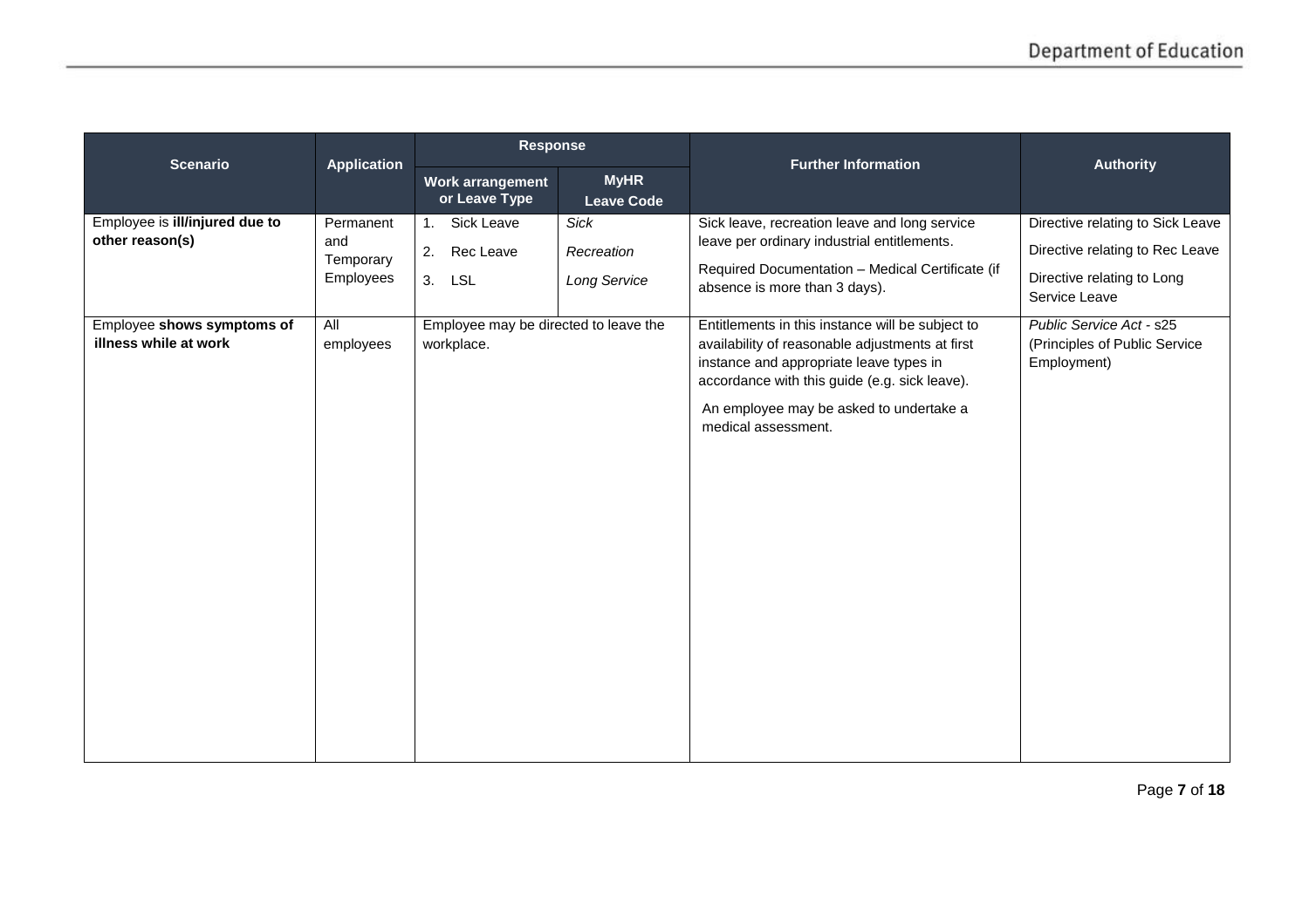| Scenario | Application | Response | | Further Information | Authority |
|---|---|---|---|---|---|
| | | Work arrangement or Leave Type | MyHR Leave Code | | |
| Employee is **ill/injured due to other reason(s)** | Permanent and Temporary Employees | 1. Sick Leave<br>2. Rec Leave<br>3. LSL | *Sick*<br>*Recreation*<br>*Long Service* | Sick leave, recreation leave and long service leave per ordinary industrial entitlements.<br>Required Documentation – Medical Certificate (if absence is more than 3 days). | Directive relating to Sick Leave<br>Directive relating to Rec Leave<br>Directive relating to Long Service Leave |
| Employee **shows symptoms of illness while at work** | All employees | Employee may be directed to leave the workplace. | | Entitlements in this instance will be subject to availability of reasonable adjustments at first instance and appropriate leave types in accordance with this guide (e.g. sick leave).<br>An employee may be asked to undertake a medical assessment. | *Public Service Act* - s25 (Principles of Public Service Employment) |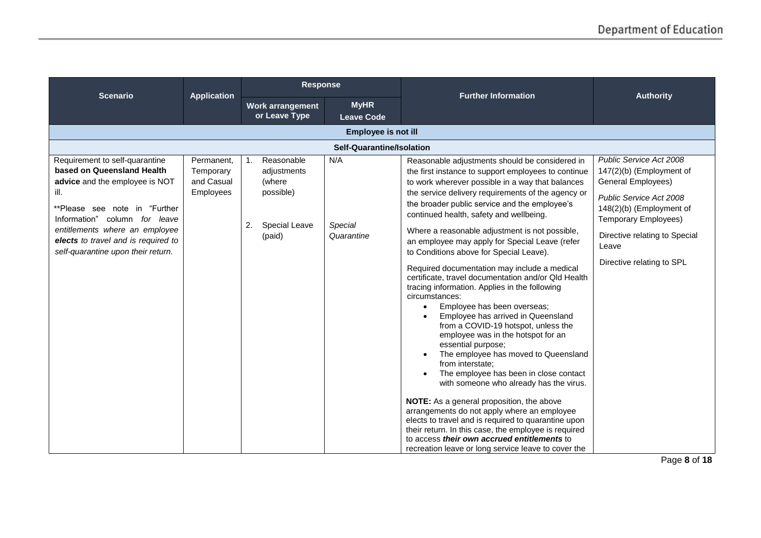| Scenario | Application | Response | | Further Information | Authority |
|---|---|---|---|---|---|
| | | Work arrangement or Leave Type | MyHR Leave Code | | |
| **Employee is not ill** | | | | | |
| **Self-Quarantine/Isolation** | | | | | |
| Requirement to self-quarantine **based on Queensland Health advice** and the employee is NOT ill.<br><br>**Please see note in "Further Information" column *for leave entitlements where an employee **elects** to travel and is required to self-quarantine upon their return.* | Permanent, Temporary and Casual Employees | 1. Reasonable adjustments (where possible)<br><br>2. Special Leave (paid) | N/A<br><br>*Special Quarantine* | Reasonable adjustments should be considered in the first instance to support employees to continue to work wherever possible in a way that balances the service delivery requirements of the agency or the broader public service and the employee's continued health, safety and wellbeing.<br><br>Where a reasonable adjustment is not possible, an employee may apply for Special Leave (refer to Conditions above for Special Leave).<br><br>Required documentation may include a medical certificate, travel documentation and/or Qld Health tracing information. Applies in the following circumstances:<br>• Employee has been overseas;<br>• Employee has arrived in Queensland from a COVID-19 hotspot, unless the employee was in the hotspot for an essential purpose;<br>• The employee has moved to Queensland from interstate;<br>• The employee has been in close contact with someone who already has the virus.<br><br>**NOTE:** As a general proposition, the above arrangements do not apply where an employee elects to travel and is required to quarantine upon their return. In this case, the employee is required to access ***their own accrued entitlements*** to recreation leave or long service leave to cover the | *Public Service Act 2008* 147(2)(b) (Employment of General Employees)<br><br>*Public Service Act 2008* 148(2)(b) (Employment of Temporary Employees)<br><br>Directive relating to Special Leave<br><br>Directive relating to SPL |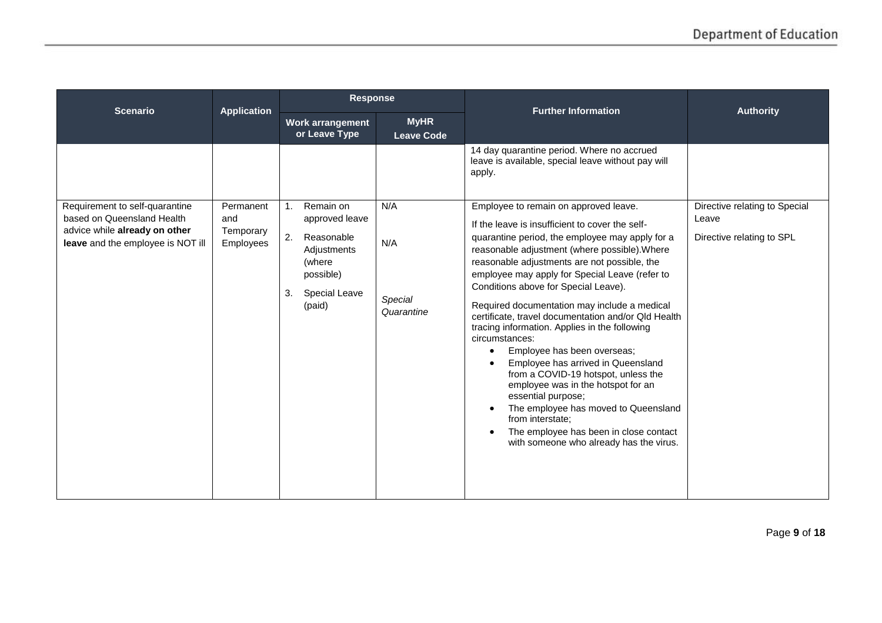| Scenario | Application | Response | | Further Information | Authority |
|---|---|---|---|---|---|
| | | Work arrangement or Leave Type | MyHR Leave Code | | |
| | | | | 14 day quarantine period. Where no accrued leave is available, special leave without pay will apply. | |
| Requirement to self-quarantine based on Queensland Health advice while **already on other leave** and the employee is NOT ill | Permanent and Temporary Employees | 1. Remain on approved leave<br>2. Reasonable Adjustments (where possible)<br>3. Special Leave (paid) | N/A<br>N/A<br>*Special Quarantine* | Employee to remain on approved leave.<br>If the leave is insufficient to cover the self-quarantine period, the employee may apply for a reasonable adjustment (where possible).Where reasonable adjustments are not possible, the employee may apply for Special Leave (refer to Conditions above for Special Leave).<br>Required documentation may include a medical certificate, travel documentation and/or Qld Health tracing information. Applies in the following circumstances:<br>• Employee has been overseas;<br>• Employee has arrived in Queensland from a COVID-19 hotspot, unless the employee was in the hotspot for an essential purpose;<br>• The employee has moved to Queensland from interstate;<br>• The employee has been in close contact with someone who already has the virus. | Directive relating to Special Leave<br>Directive relating to SPL |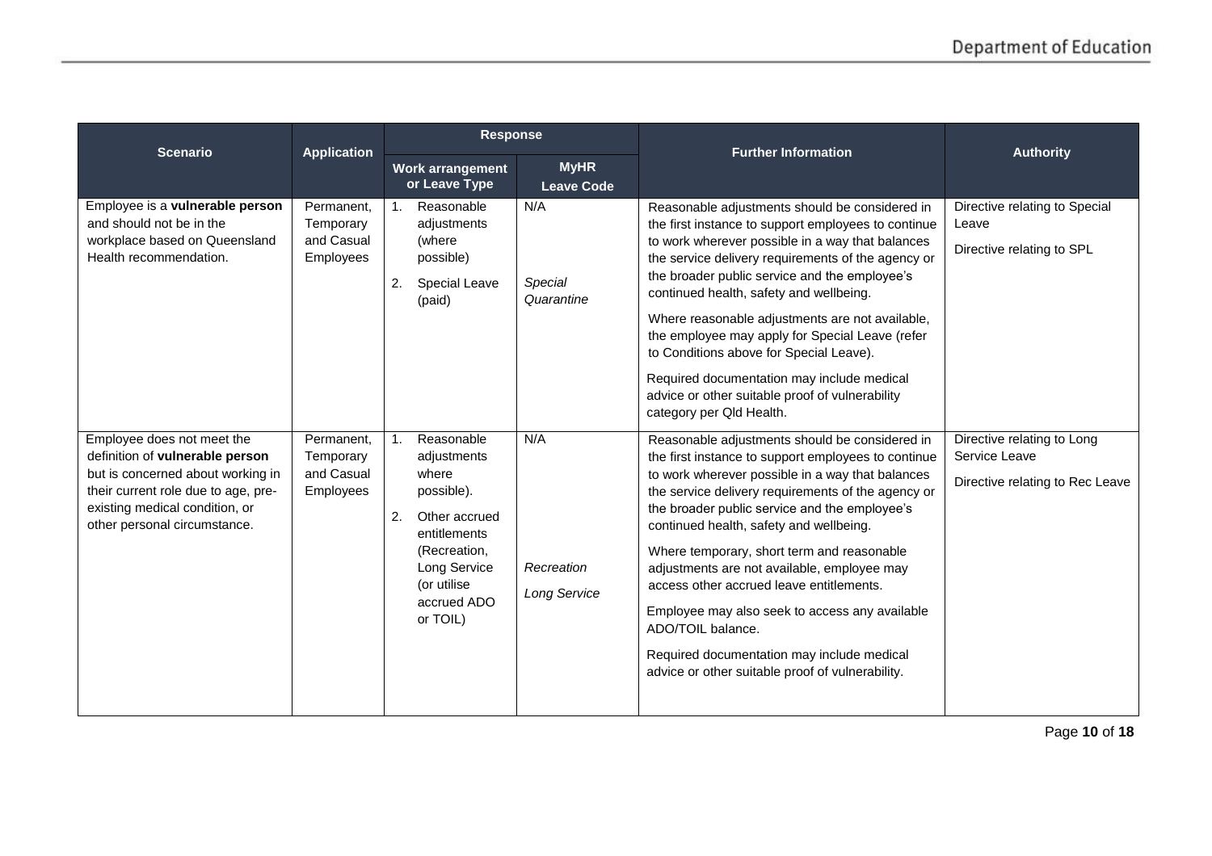| Scenario | Application | Response | | Further Information | Authority |
|---|---|---|---|---|---|
| | | Work arrangement or Leave Type | MyHR Leave Code | | |
| Employee is a **vulnerable person** and should not be in the workplace based on Queensland Health recommendation. | Permanent, Temporary and Casual Employees | 1. Reasonable adjustments (where possible)<br>2. Special Leave (paid) | N/A<br><br>*Special Quarantine* | Reasonable adjustments should be considered in the first instance to support employees to continue to work wherever possible in a way that balances the service delivery requirements of the agency or the broader public service and the employee's continued health, safety and wellbeing.<br><br>Where reasonable adjustments are not available, the employee may apply for Special Leave (refer to Conditions above for Special Leave).<br><br>Required documentation may include medical advice or other suitable proof of vulnerability category per Qld Health. | Directive relating to Special Leave<br><br>Directive relating to SPL |
| Employee does not meet the definition of **vulnerable person** but is concerned about working in their current role due to age, pre-existing medical condition, or other personal circumstance. | Permanent, Temporary and Casual Employees | 1. Reasonable adjustments where possible).<br>2. Other accrued entitlements (Recreation, Long Service (or utilise accrued ADO or TOIL) | N/A<br><br>*Recreation*<br><br>*Long Service* | Reasonable adjustments should be considered in the first instance to support employees to continue to work wherever possible in a way that balances the service delivery requirements of the agency or the broader public service and the employee's continued health, safety and wellbeing.<br><br>Where temporary, short term and reasonable adjustments are not available, employee may access other accrued leave entitlements.<br><br>Employee may also seek to access any available ADO/TOIL balance.<br><br>Required documentation may include medical advice or other suitable proof of vulnerability. | Directive relating to Long Service Leave<br><br>Directive relating to Rec Leave |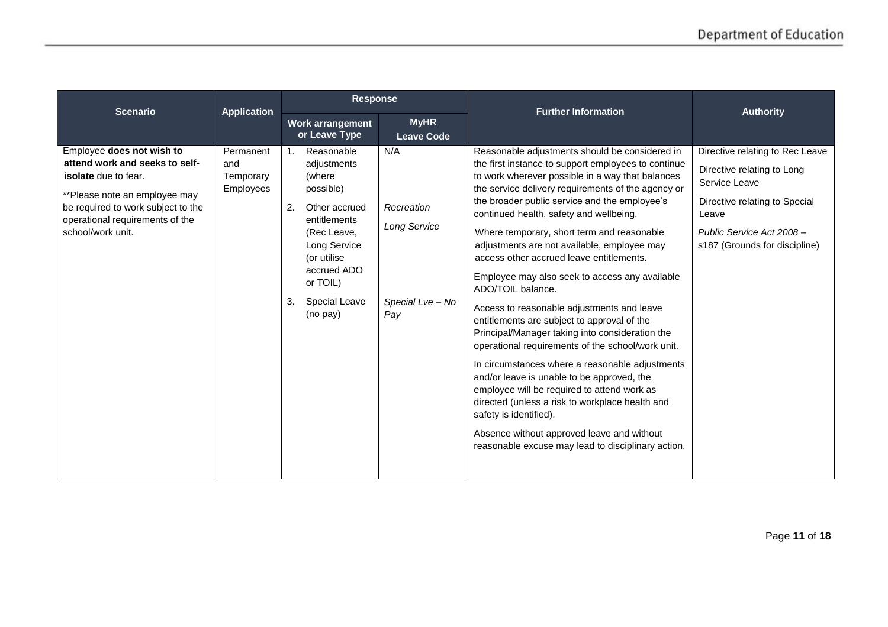| Scenario | Application | Response | | Further Information | Authority |
|---|---|---|---|---|---|
| | | Work arrangement or Leave Type | MyHR Leave Code | | |
| Employee **does not wish to attend work and seeks to self-isolate** due to fear.<br><br>**Please note an employee may be required to work subject to the operational requirements of the school/work unit. | Permanent and Temporary Employees | 1. Reasonable adjustments (where possible)<br><br>2. Other accrued entitlements (Rec Leave, Long Service (or utilise accrued ADO or TOIL)<br><br>3. Special Leave (no pay) | N/A<br><br>*Recreation*<br><br>*Long Service*<br><br>*Special Lve – No Pay* | Reasonable adjustments should be considered in the first instance to support employees to continue to work wherever possible in a way that balances the service delivery requirements of the agency or the broader public service and the employee's continued health, safety and wellbeing.<br><br>Where temporary, short term and reasonable adjustments are not available, employee may access other accrued leave entitlements.<br><br>Employee may also seek to access any available ADO/TOIL balance.<br><br>Access to reasonable adjustments and leave entitlements are subject to approval of the Principal/Manager taking into consideration the operational requirements of the school/work unit.<br><br>In circumstances where a reasonable adjustments and/or leave is unable to be approved, the employee will be required to attend work as directed (unless a risk to workplace health and safety is identified).<br><br>Absence without approved leave and without reasonable excuse may lead to disciplinary action. | Directive relating to Rec Leave<br><br>Directive relating to Long Service Leave<br><br>Directive relating to Special Leave<br><br>*Public Service Act 2008* – s187 (Grounds for discipline) |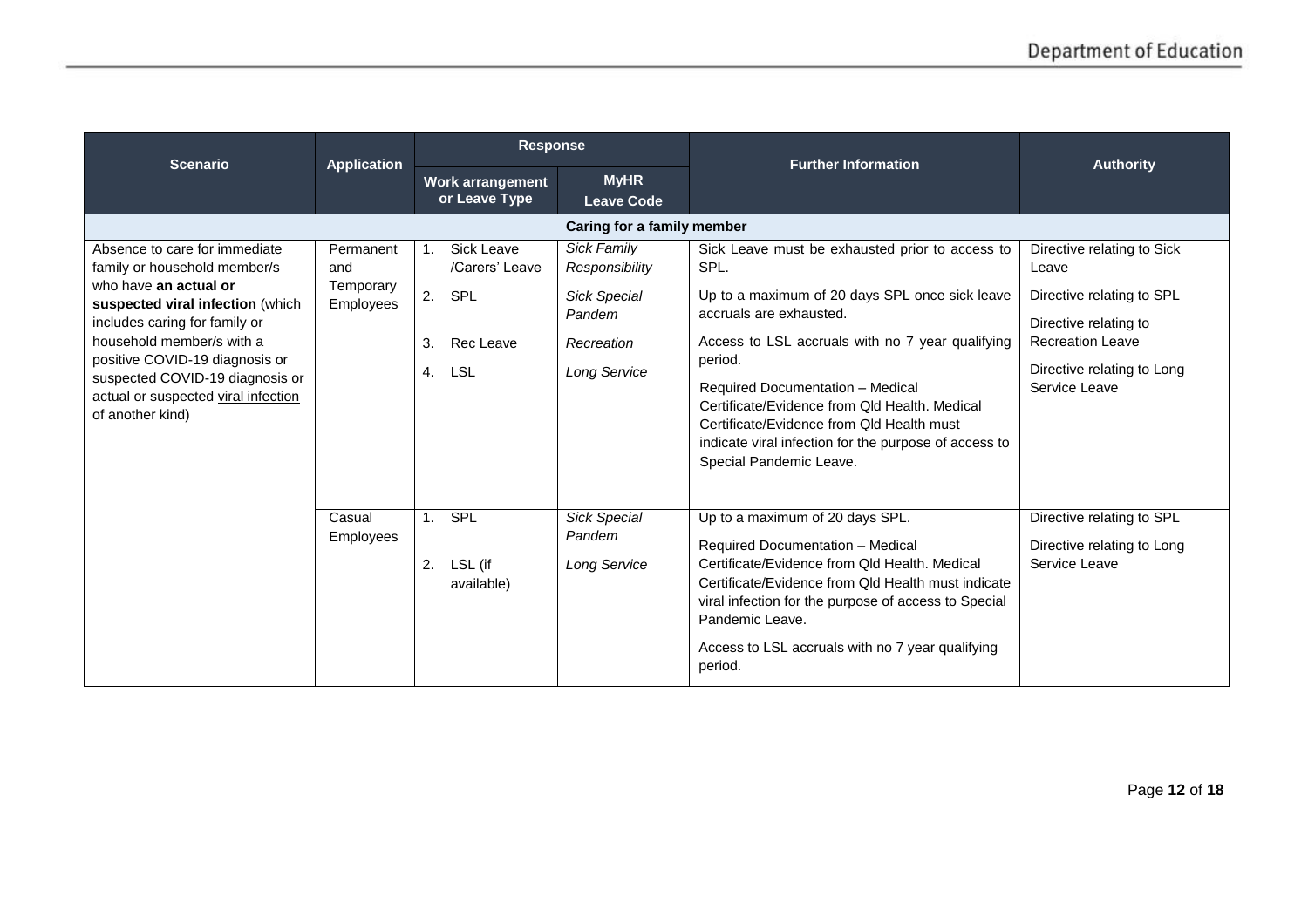| Scenario | Application | Response | | Further Information | Authority |
|---|---|---|---|---|---|
| | | Work arrangement or Leave Type | MyHR Leave Code | | |
| **Caring for a family member** | | | | | |
| Absence to care for immediate family or household member/s who have **an actual or suspected viral infection** (which includes caring for family or household member/s with a positive COVID-19 diagnosis or suspected COVID-19 diagnosis or actual or suspected viral infection of another kind) | Permanent and Temporary Employees | 1. Sick Leave /Carers' Leave<br>2. SPL<br>3. Rec Leave<br>4. LSL | *Sick Family Responsibility*<br>*Sick Special Pandem*<br>*Recreation*<br>*Long Service* | Sick Leave must be exhausted prior to access to SPL.<br>Up to a maximum of 20 days SPL once sick leave accruals are exhausted.<br>Access to LSL accruals with no 7 year qualifying period.<br>Required Documentation – Medical Certificate/Evidence from Qld Health. Medical Certificate/Evidence from Qld Health must indicate viral infection for the purpose of access to Special Pandemic Leave. | Directive relating to Sick Leave<br>Directive relating to SPL<br>Directive relating to Recreation Leave<br>Directive relating to Long Service Leave |
| | Casual Employees | 1. SPL<br>2. LSL (if available) | *Sick Special Pandem*<br>*Long Service* | Up to a maximum of 20 days SPL.<br>Required Documentation – Medical Certificate/Evidence from Qld Health. Medical Certificate/Evidence from Qld Health must indicate viral infection for the purpose of access to Special Pandemic Leave.<br>Access to LSL accruals with no 7 year qualifying period. | Directive relating to SPL<br>Directive relating to Long Service Leave |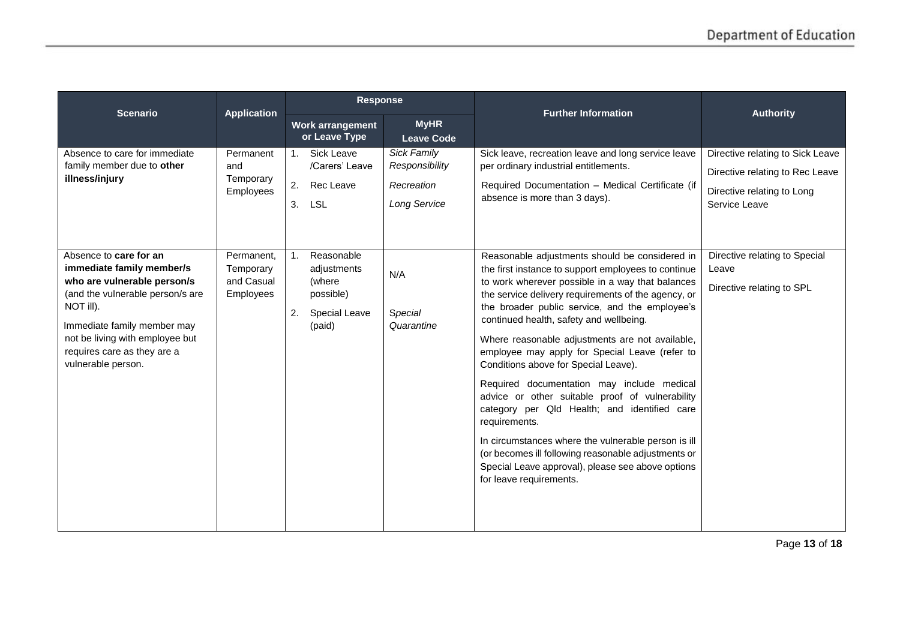| Scenario | Application | Response | | Further Information | Authority |
|---|---|---|---|---|---|
| | | Work arrangement or Leave Type | MyHR Leave Code | | |
| Absence to care for immediate family member due to **other illness/injury** | Permanent and Temporary Employees | 1. Sick Leave /Carers' Leave<br>2. Rec Leave<br>3. LSL | *Sick Family Responsibility*<br>*Recreation*<br>*Long Service* | Sick leave, recreation leave and long service leave per ordinary industrial entitlements.<br><br>Required Documentation – Medical Certificate (if absence is more than 3 days). | Directive relating to Sick Leave<br><br>Directive relating to Rec Leave<br><br>Directive relating to Long Service Leave |
| Absence to **care for an immediate family member/s who are vulnerable person/s** (and the vulnerable person/s are NOT ill).<br><br>Immediate family member may not be living with employee but requires care as they are a vulnerable person. | Permanent, Temporary and Casual Employees | 1. Reasonable adjustments (where possible)<br>2. Special Leave (paid) | N/A<br><br>*Special Quarantine* | Reasonable adjustments should be considered in the first instance to support employees to continue to work wherever possible in a way that balances the service delivery requirements of the agency, or the broader public service, and the employee's continued health, safety and wellbeing.<br><br>Where reasonable adjustments are not available, employee may apply for Special Leave (refer to Conditions above for Special Leave).<br><br>Required documentation may include medical advice or other suitable proof of vulnerability category per Qld Health; and identified care requirements.<br><br>In circumstances where the vulnerable person is ill (or becomes ill following reasonable adjustments or Special Leave approval), please see above options for leave requirements. | Directive relating to Special Leave<br><br>Directive relating to SPL |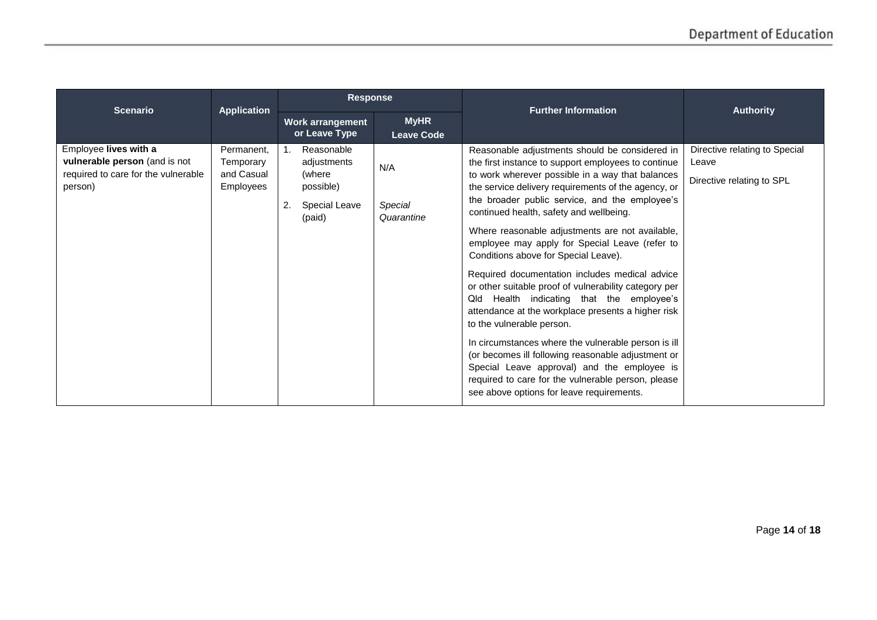| Scenario | Application | Response | | Further Information | Authority |
|---|---|---|---|---|---|
| | | Work arrangement or Leave Type | MyHR Leave Code | | |
| Employee **lives with a vulnerable person** (and is not required to care for the vulnerable person) | Permanent, Temporary and Casual Employees | 1. Reasonable adjustments (where possible)<br>2. Special Leave (paid) | N/A<br><br>*Special Quarantine* | Reasonable adjustments should be considered in the first instance to support employees to continue to work wherever possible in a way that balances the service delivery requirements of the agency, or the broader public service, and the employee's continued health, safety and wellbeing.<br><br>Where reasonable adjustments are not available, employee may apply for Special Leave (refer to Conditions above for Special Leave).<br><br>Required documentation includes medical advice or other suitable proof of vulnerability category per Qld Health indicating that the employee's attendance at the workplace presents a higher risk to the vulnerable person.<br><br>In circumstances where the vulnerable person is ill (or becomes ill following reasonable adjustment or Special Leave approval) and the employee is required to care for the vulnerable person, please see above options for leave requirements. | Directive relating to Special Leave<br><br>Directive relating to SPL |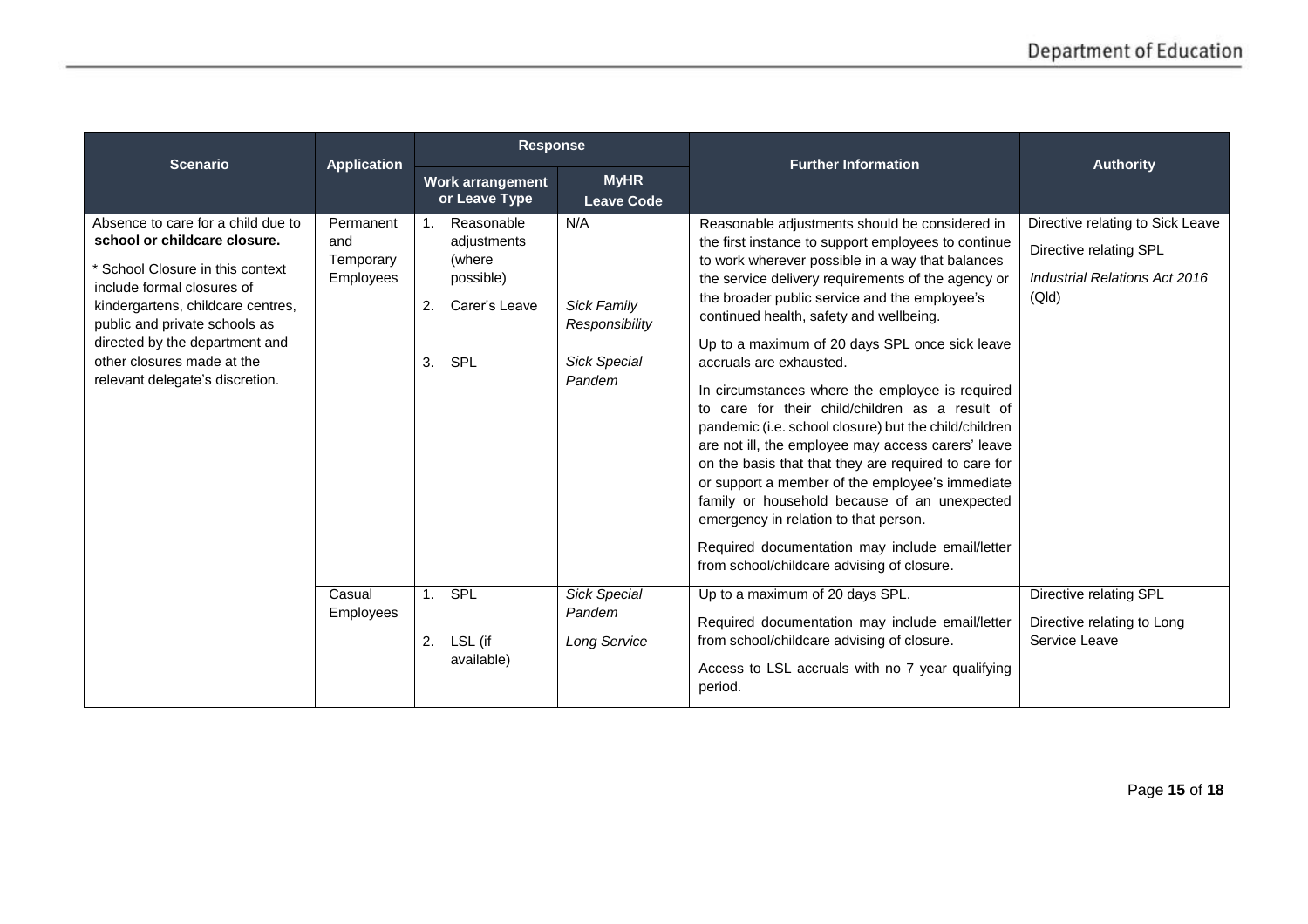| Scenario | Application | Response | | Further Information | Authority |
|---|---|---|---|---|---|
| | | Work arrangement or Leave Type | MyHR Leave Code | | |
| Absence to care for a child due to **school or childcare closure.**<br><br>* School Closure in this context include formal closures of kindergartens, childcare centres, public and private schools as directed by the department and other closures made at the relevant delegate's discretion. | Permanent and Temporary Employees | 1. Reasonable adjustments (where possible)<br><br>2. Carer's Leave<br><br>3. SPL | N/A<br><br>*Sick Family Responsibility*<br><br>*Sick Special Pandem* | Reasonable adjustments should be considered in the first instance to support employees to continue to work wherever possible in a way that balances the service delivery requirements of the agency or the broader public service and the employee's continued health, safety and wellbeing.<br><br>Up to a maximum of 20 days SPL once sick leave accruals are exhausted.<br><br>In circumstances where the employee is required to care for their child/children as a result of pandemic (i.e. school closure) but the child/children are not ill, the employee may access carers' leave on the basis that that they are required to care for or support a member of the employee's immediate family or household because of an unexpected emergency in relation to that person.<br><br>Required documentation may include email/letter from school/childcare advising of closure. | Directive relating to Sick Leave<br><br>Directive relating SPL<br><br>*Industrial Relations Act 2016* (Qld) |
| | Casual Employees | 1. SPL<br><br>2. LSL (if available) | *Sick Special Pandem*<br><br>*Long Service* | Up to a maximum of 20 days SPL.<br><br>Required documentation may include email/letter from school/childcare advising of closure.<br><br>Access to LSL accruals with no 7 year qualifying period. | Directive relating SPL<br><br>Directive relating to Long Service Leave |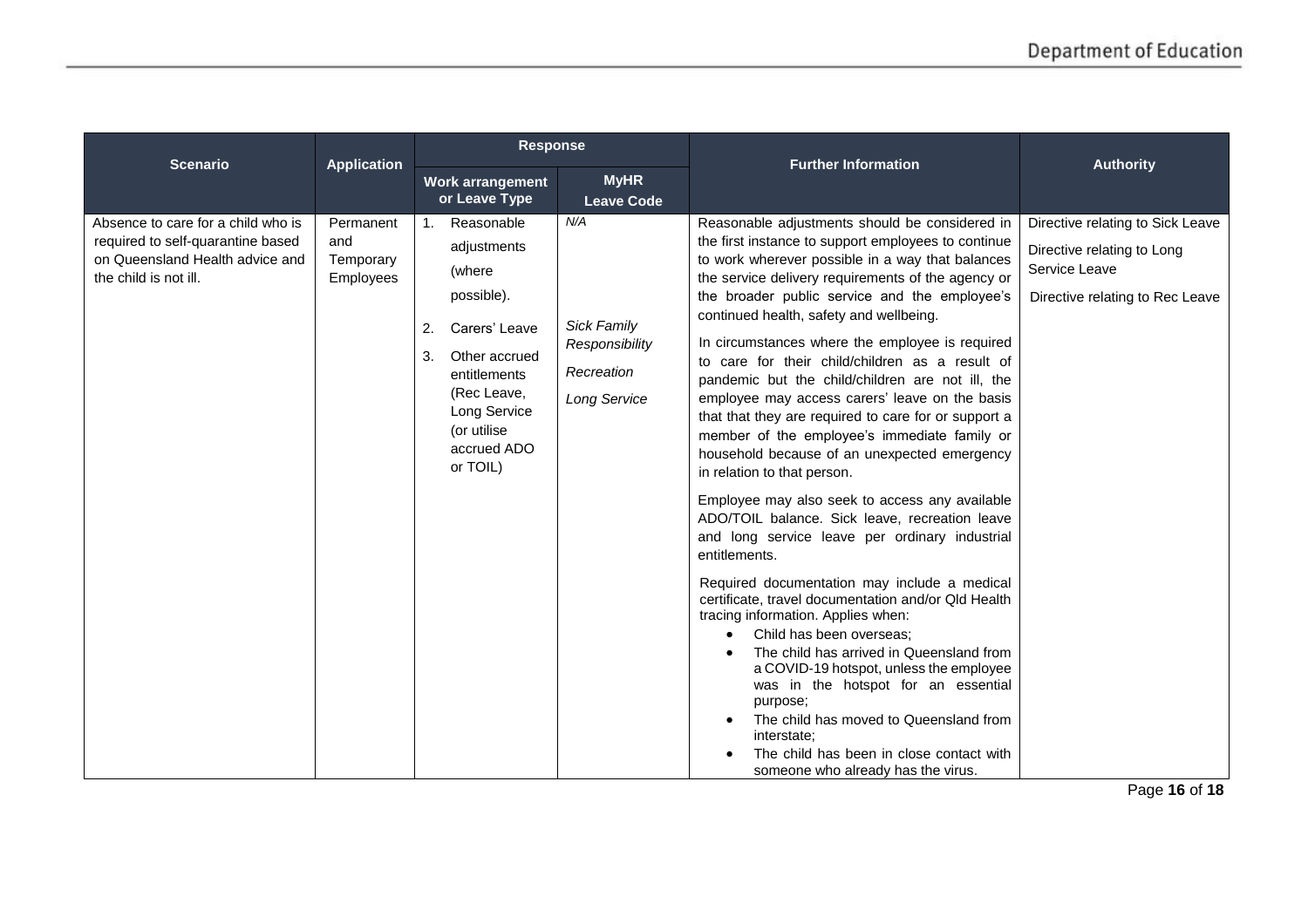| Scenario | Application | Response | | Further Information | Authority |
|---|---|---|---|---|---|
| | | Work arrangement or Leave Type | MyHR Leave Code | | |
| Absence to care for a child who is required to self-quarantine based on Queensland Health advice and the child is not ill. | Permanent and Temporary Employees | 1. Reasonable adjustments (where possible).<br>2. Carers' Leave<br>3. Other accrued entitlements (Rec Leave, Long Service (or utilise accrued ADO or TOIL) | *N/A*<br><br>*Sick Family Responsibility*<br>*Recreation*<br>*Long Service* | Reasonable adjustments should be considered in the first instance to support employees to continue to work wherever possible in a way that balances the service delivery requirements of the agency or the broader public service and the employee's continued health, safety and wellbeing.<br><br>In circumstances where the employee is required to care for their child/children as a result of pandemic but the child/children are not ill, the employee may access carers' leave on the basis that that they are required to care for or support a member of the employee's immediate family or household because of an unexpected emergency in relation to that person.<br><br>Employee may also seek to access any available ADO/TOIL balance. Sick leave, recreation leave and long service leave per ordinary industrial entitlements.<br><br>Required documentation may include a medical certificate, travel documentation and/or Qld Health tracing information. Applies when:<br>• Child has been overseas;<br>• The child has arrived in Queensland from a COVID-19 hotspot, unless the employee was in the hotspot for an essential purpose;<br>• The child has moved to Queensland from interstate;<br>• The child has been in close contact with someone who already has the virus. | Directive relating to Sick Leave<br><br>Directive relating to Long Service Leave<br><br>Directive relating to Rec Leave |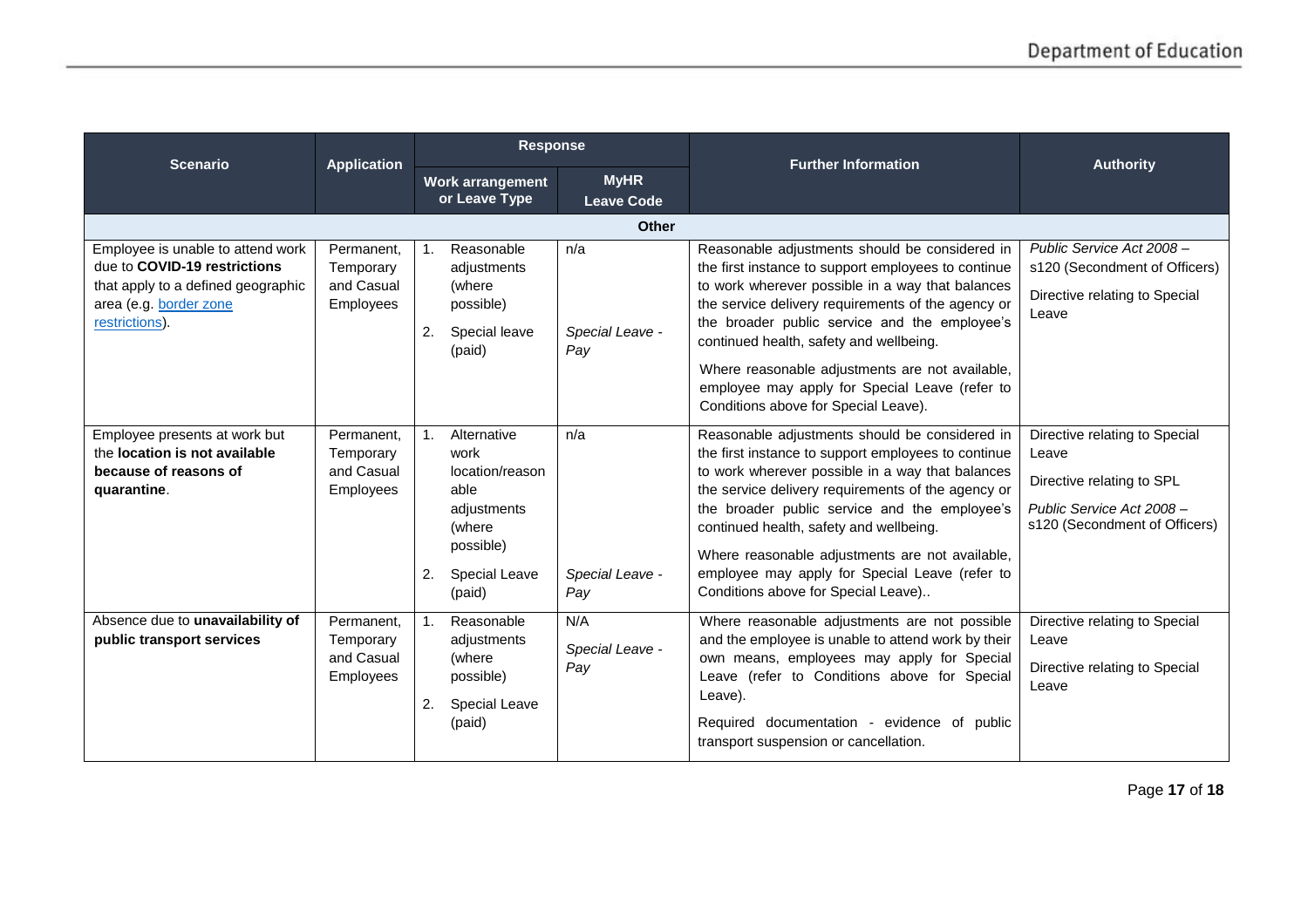| Scenario | Application | Response | | Further Information | Authority |
|---|---|---|---|---|---|
| | | Work arrangement or Leave Type | MyHR Leave Code | | |
| **Other** | | | | | |
| Employee is unable to attend work due to **COVID-19 restrictions** that apply to a defined geographic area (e.g. border zone restrictions). | Permanent, Temporary and Casual Employees | 1. Reasonable adjustments (where possible)<br>2. Special leave (paid) | n/a<br><br>*Special Leave - Pay* | Reasonable adjustments should be considered in the first instance to support employees to continue to work wherever possible in a way that balances the service delivery requirements of the agency or the broader public service and the employee's continued health, safety and wellbeing.<br><br>Where reasonable adjustments are not available, employee may apply for Special Leave (refer to Conditions above for Special Leave). | *Public Service Act 2008 –* s120 (Secondment of Officers)<br><br>Directive relating to Special Leave |
| Employee presents at work but the **location is not available because of reasons of quarantine**. | Permanent, Temporary and Casual Employees | 1. Alternative work location/reasonable adjustments (where possible)<br>2. Special Leave (paid) | n/a<br><br>*Special Leave - Pay* | Reasonable adjustments should be considered in the first instance to support employees to continue to work wherever possible in a way that balances the service delivery requirements of the agency or the broader public service and the employee's continued health, safety and wellbeing.<br><br>Where reasonable adjustments are not available, employee may apply for Special Leave (refer to Conditions above for Special Leave).. | Directive relating to Special Leave<br><br>Directive relating to SPL<br><br>*Public Service Act 2008 –* s120 (Secondment of Officers) |
| Absence due to **unavailability of public transport services** | Permanent, Temporary and Casual Employees | 1. Reasonable adjustments (where possible)<br>2. Special Leave (paid) | N/A<br><br>*Special Leave - Pay* | Where reasonable adjustments are not possible and the employee is unable to attend work by their own means, employees may apply for Special Leave (refer to Conditions above for Special Leave).<br><br>Required documentation - evidence of public transport suspension or cancellation. | Directive relating to Special Leave<br><br>Directive relating to Special Leave |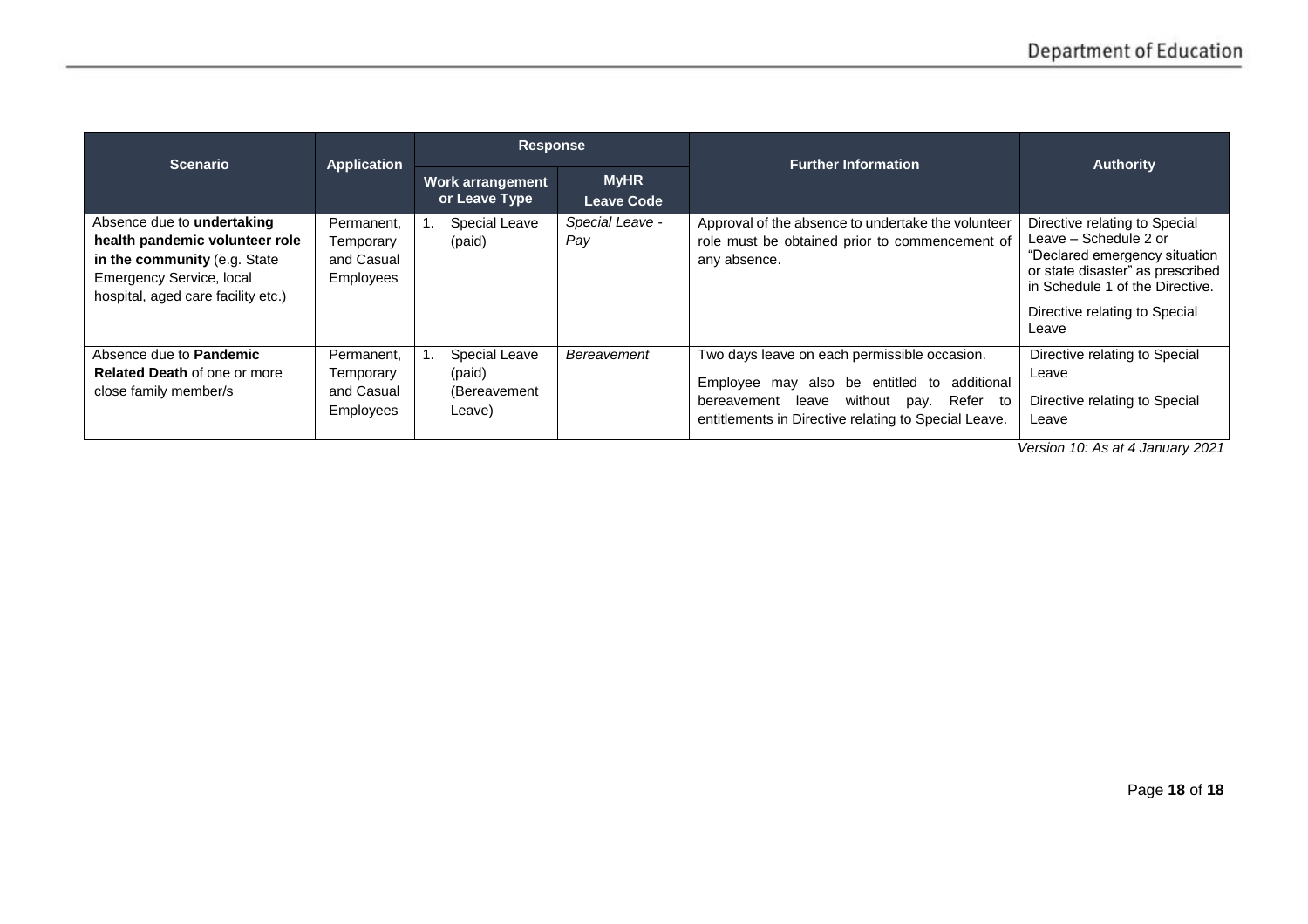| Scenario | Application | Response | | Further Information | Authority |
|---|---|---|---|---|---|
| | | Work arrangement or Leave Type | MyHR Leave Code | | |
| Absence due to **undertaking health pandemic volunteer role in the community** (e.g. State Emergency Service, local hospital, aged care facility etc.) | Permanent, Temporary and Casual Employees | 1. Special Leave (paid) | *Special Leave - Pay* | Approval of the absence to undertake the volunteer role must be obtained prior to commencement of any absence. | Directive relating to Special Leave – Schedule 2 or "Declared emergency situation or state disaster" as prescribed in Schedule 1 of the Directive.<br><br>Directive relating to Special Leave |
| Absence due to **Pandemic Related Death** of one or more close family member/s | Permanent, Temporary and Casual Employees | 1. Special Leave (paid) (Bereavement Leave) | *Bereavement* | Two days leave on each permissible occasion.<br><br>Employee may also be entitled to additional bereavement leave without pay. Refer to entitlements in Directive relating to Special Leave. | Directive relating to Special Leave<br><br>Directive relating to Special Leave |

*Version 10: As at 4 January 2021*